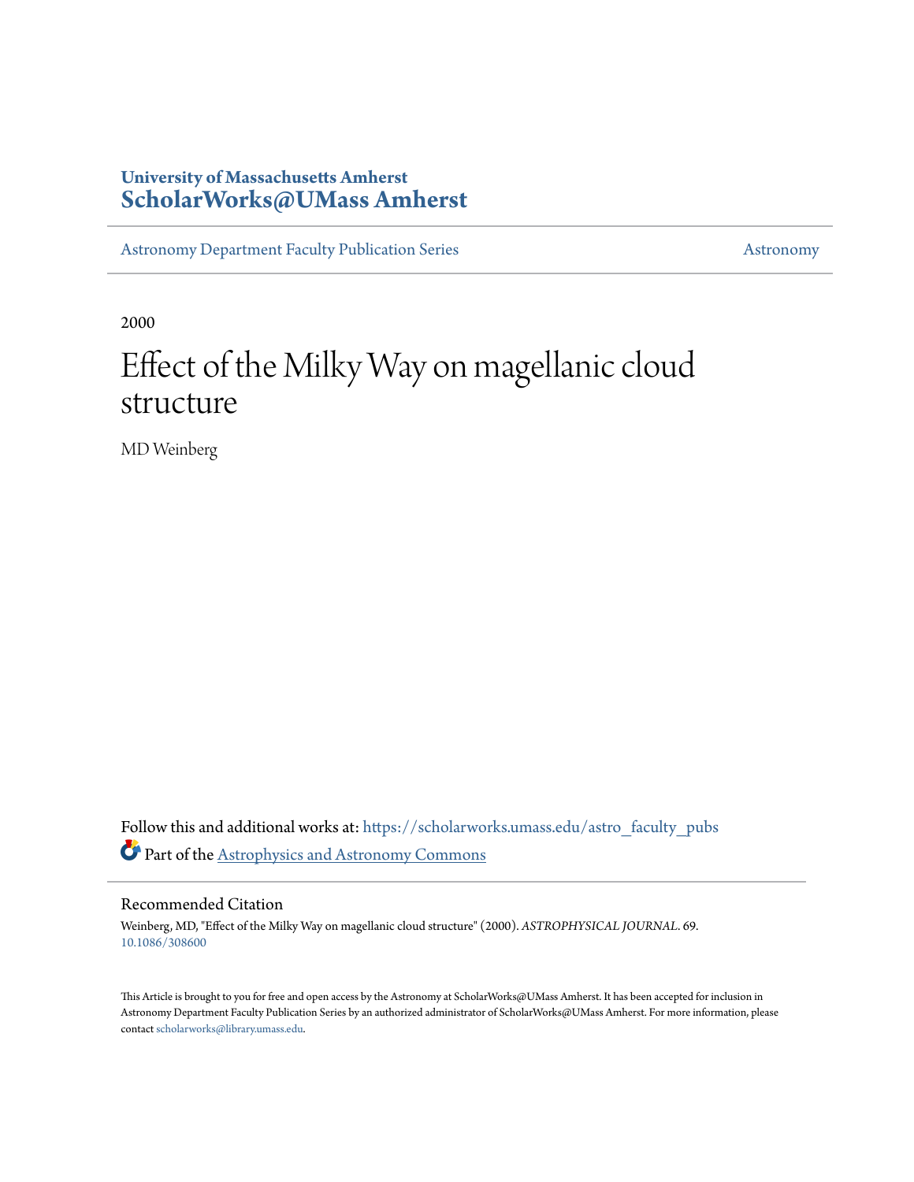University of Massachusetts Amherst
**ScholarWorks@UMass Amherst**

Astronomy Department Faculty Publication Series | Astronomy

2000

# Effect of the Milky Way on magellanic cloud structure

MD Weinberg

Follow this and additional works at: https://scholarworks.umass.edu/astro_faculty_pubs

Part of the Astrophysics and Astronomy Commons

## Recommended Citation

Weinberg, MD, "Effect of the Milky Way on magellanic cloud structure" (2000). *ASTROPHYSICAL JOURNAL*. 69.
10.1086/308600

This Article is brought to you for free and open access by the Astronomy at ScholarWorks@UMass Amherst. It has been accepted for inclusion in Astronomy Department Faculty Publication Series by an authorized administrator of ScholarWorks@UMass Amherst. For more information, please contact scholarworks@library.umass.edu.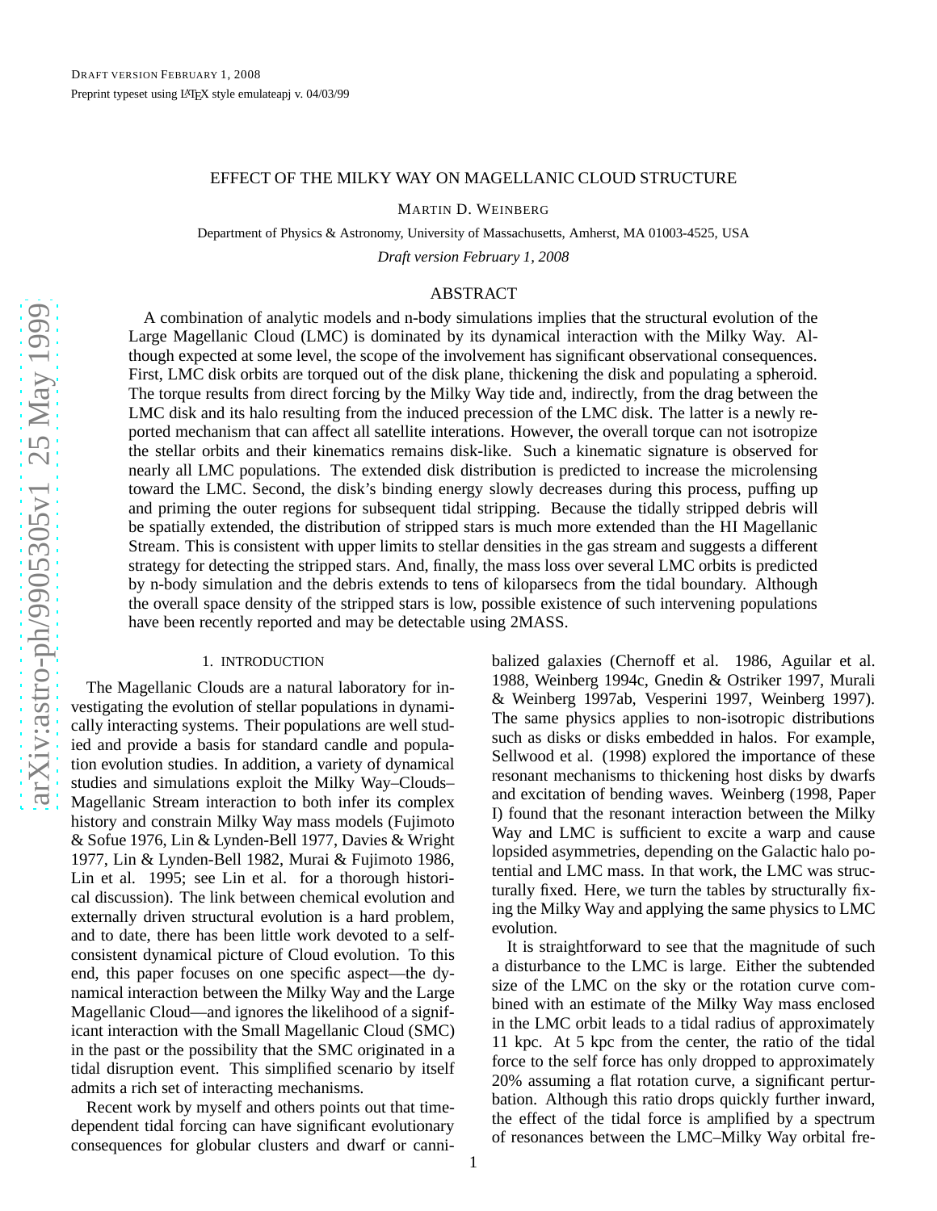EFFECT OF THE MILKY WAY ON MAGELLANIC CLOUD STRUCTURE

MARTIN D. WEINBERG

Department of Physics & Astronomy, University of Massachusetts, Amherst, MA 01003-4525, USA

*Draft version February 1, 2008*

## ABSTRACT

A combination of analytic models and n-body simulations implies that the structural evolution of the Large Magellanic Cloud (LMC) is dominated by its dynamical interaction with the Milky Way. Although expected at some level, the scope of the involvement has significant observational consequences. First, LMC disk orbits are torqued out of the disk plane, thickening the disk and populating a spheroid. The torque results from direct forcing by the Milky Way tide and, indirectly, from the drag between the LMC disk and its halo resulting from the induced precession of the LMC disk. The latter is a newly reported mechanism that can affect all satellite interations. However, the overall torque can not isotropize the stellar orbits and their kinematics remains disk-like. Such a kinematic signature is observed for nearly all LMC populations. The extended disk distribution is predicted to increase the microlensing toward the LMC. Second, the disk's binding energy slowly decreases during this process, puffing up and priming the outer regions for subsequent tidal stripping. Because the tidally stripped debris will be spatially extended, the distribution of stripped stars is much more extended than the HI Magellanic Stream. This is consistent with upper limits to stellar densities in the gas stream and suggests a different strategy for detecting the stripped stars. And, finally, the mass loss over several LMC orbits is predicted by n-body simulation and the debris extends to tens of kiloparsecs from the tidal boundary. Although the overall space density of the stripped stars is low, possible existence of such intervening populations have been recently reported and may be detectable using 2MASS.

## 1. INTRODUCTION

The Magellanic Clouds are a natural laboratory for investigating the evolution of stellar populations in dynamically interacting systems. Their populations are well studied and provide a basis for standard candle and population evolution studies. In addition, a variety of dynamical studies and simulations exploit the Milky Way–Clouds–Magellanic Stream interaction to both infer its complex history and constrain Milky Way mass models (Fujimoto & Sofue 1976, Lin & Lynden-Bell 1977, Davies & Wright 1977, Lin & Lynden-Bell 1982, Murai & Fujimoto 1986, Lin et al. 1995; see Lin et al. for a thorough historical discussion). The link between chemical evolution and externally driven structural evolution is a hard problem, and to date, there has been little work devoted to a self-consistent dynamical picture of Cloud evolution. To this end, this paper focuses on one specific aspect—the dynamical interaction between the Milky Way and the Large Magellanic Cloud—and ignores the likelihood of a significant interaction with the Small Magellanic Cloud (SMC) in the past or the possibility that the SMC originated in a tidal disruption event. This simplified scenario by itself admits a rich set of interacting mechanisms.

Recent work by myself and others points out that time-dependent tidal forcing can have significant evolutionary consequences for globular clusters and dwarf or cannibalized galaxies (Chernoff et al. 1986, Aguilar et al. 1988, Weinberg 1994c, Gnedin & Ostriker 1997, Murali & Weinberg 1997ab, Vesperini 1997, Weinberg 1997). The same physics applies to non-isotropic distributions such as disks or disks embedded in halos. For example, Sellwood et al. (1998) explored the importance of these resonant mechanisms to thickening host disks by dwarfs and excitation of bending waves. Weinberg (1998, Paper I) found that the resonant interaction between the Milky Way and LMC is sufficient to excite a warp and cause lopsided asymmetries, depending on the Galactic halo potential and LMC mass. In that work, the LMC was structurally fixed. Here, we turn the tables by structurally fixing the Milky Way and applying the same physics to LMC evolution.

It is straightforward to see that the magnitude of such a disturbance to the LMC is large. Either the subtended size of the LMC on the sky or the rotation curve combined with an estimate of the Milky Way mass enclosed in the LMC orbit leads to a tidal radius of approximately 11 kpc. At 5 kpc from the center, the ratio of the tidal force to the self force has only dropped to approximately 20% assuming a flat rotation curve, a significant perturbation. Although this ratio drops quickly further inward, the effect of the tidal force is amplified by a spectrum of resonances between the LMC–Milky Way orbital fre-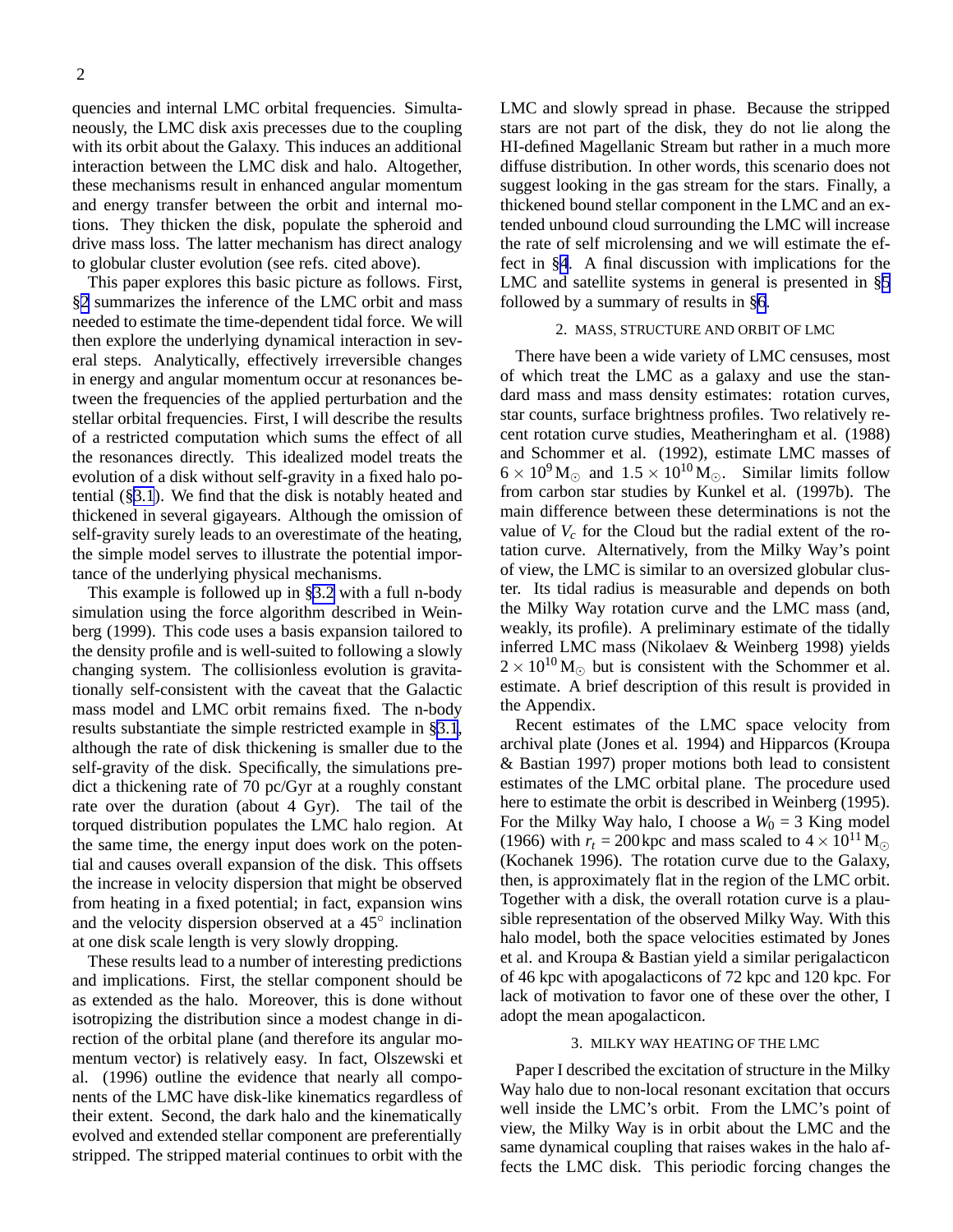quencies and internal LMC orbital frequencies. Simultaneously, the LMC disk axis precesses due to the coupling with its orbit about the Galaxy. This induces an additional interaction between the LMC disk and halo. Altogether, these mechanisms result in enhanced angular momentum and energy transfer between the orbit and internal motions. They thicken the disk, populate the spheroid and drive mass loss. The latter mechanism has direct analogy to globular cluster evolution (see refs. cited above).

This paper explores this basic picture as follows. First, §2 summarizes the inference of the LMC orbit and mass needed to estimate the time-dependent tidal force. We will then explore the underlying dynamical interaction in several steps. Analytically, effectively irreversible changes in energy and angular momentum occur at resonances between the frequencies of the applied perturbation and the stellar orbital frequencies. First, I will describe the results of a restricted computation which sums the effect of all the resonances directly. This idealized model treats the evolution of a disk without self-gravity in a fixed halo potential (§3.1). We find that the disk is notably heated and thickened in several gigayears. Although the omission of self-gravity surely leads to an overestimate of the heating, the simple model serves to illustrate the potential importance of the underlying physical mechanisms.

This example is followed up in §3.2 with a full n-body simulation using the force algorithm described in Weinberg (1999). This code uses a basis expansion tailored to the density profile and is well-suited to following a slowly changing system. The collisionless evolution is gravitationally self-consistent with the caveat that the Galactic mass model and LMC orbit remains fixed. The n-body results substantiate the simple restricted example in §3.1, although the rate of disk thickening is smaller due to the self-gravity of the disk. Specifically, the simulations predict a thickening rate of 70 pc/Gyr at a roughly constant rate over the duration (about 4 Gyr). The tail of the torqued distribution populates the LMC halo region. At the same time, the energy input does work on the potential and causes overall expansion of the disk. This offsets the increase in velocity dispersion that might be observed from heating in a fixed potential; in fact, expansion wins and the velocity dispersion observed at a 45° inclination at one disk scale length is very slowly dropping.

These results lead to a number of interesting predictions and implications. First, the stellar component should be as extended as the halo. Moreover, this is done without isotropizing the distribution since a modest change in direction of the orbital plane (and therefore its angular momentum vector) is relatively easy. In fact, Olszewski et al. (1996) outline the evidence that nearly all components of the LMC have disk-like kinematics regardless of their extent. Second, the dark halo and the kinematically evolved and extended stellar component are preferentially stripped. The stripped material continues to orbit with the LMC and slowly spread in phase. Because the stripped stars are not part of the disk, they do not lie along the HI-defined Magellanic Stream but rather in a much more diffuse distribution. In other words, this scenario does not suggest looking in the gas stream for the stars. Finally, a thickened bound stellar component in the LMC and an extended unbound cloud surrounding the LMC will increase the rate of self microlensing and we will estimate the effect in §4. A final discussion with implications for the LMC and satellite systems in general is presented in §5 followed by a summary of results in §6.

## 2. MASS, STRUCTURE AND ORBIT OF LMC

There have been a wide variety of LMC censuses, most of which treat the LMC as a galaxy and use the standard mass and mass density estimates: rotation curves, star counts, surface brightness profiles. Two relatively recent rotation curve studies, Meatheringham et al. (1988) and Schommer et al. (1992), estimate LMC masses of $6\times10^{9}\,\mathrm{M}_\odot$ and $1.5\times10^{10}\,\mathrm{M}_\odot$. Similar limits follow from carbon star studies by Kunkel et al. (1997b). The main difference between these determinations is not the value of $V_c$ for the Cloud but the radial extent of the rotation curve. Alternatively, from the Milky Way's point of view, the LMC is similar to an oversized globular cluster. Its tidal radius is measurable and depends on both the Milky Way rotation curve and the LMC mass (and, weakly, its profile). A preliminary estimate of the tidally inferred LMC mass (Nikolaev & Weinberg 1998) yields $2\times10^{10}\,\mathrm{M}_\odot$ but is consistent with the Schommer et al. estimate. A brief description of this result is provided in the Appendix.

Recent estimates of the LMC space velocity from archival plate (Jones et al. 1994) and Hipparcos (Kroupa & Bastian 1997) proper motions both lead to consistent estimates of the LMC orbital plane. The procedure used here to estimate the orbit is described in Weinberg (1995). For the Milky Way halo, I choose a $W_0=3$ King model (1966) with $r_t=200\,\mathrm{kpc}$ and mass scaled to $4\times10^{11}\,\mathrm{M}_\odot$ (Kochanek 1996). The rotation curve due to the Galaxy, then, is approximately flat in the region of the LMC orbit. Together with a disk, the overall rotation curve is a plausible representation of the observed Milky Way. With this halo model, both the space velocities estimated by Jones et al. and Kroupa & Bastian yield a similar perigalacticon of 46 kpc with apogalacticons of 72 kpc and 120 kpc. For lack of motivation to favor one of these over the other, I adopt the mean apogalacticon.

## 3. MILKY WAY HEATING OF THE LMC

Paper I described the excitation of structure in the Milky Way halo due to non-local resonant excitation that occurs well inside the LMC's orbit. From the LMC's point of view, the Milky Way is in orbit about the LMC and the same dynamical coupling that raises wakes in the halo affects the LMC disk. This periodic forcing changes the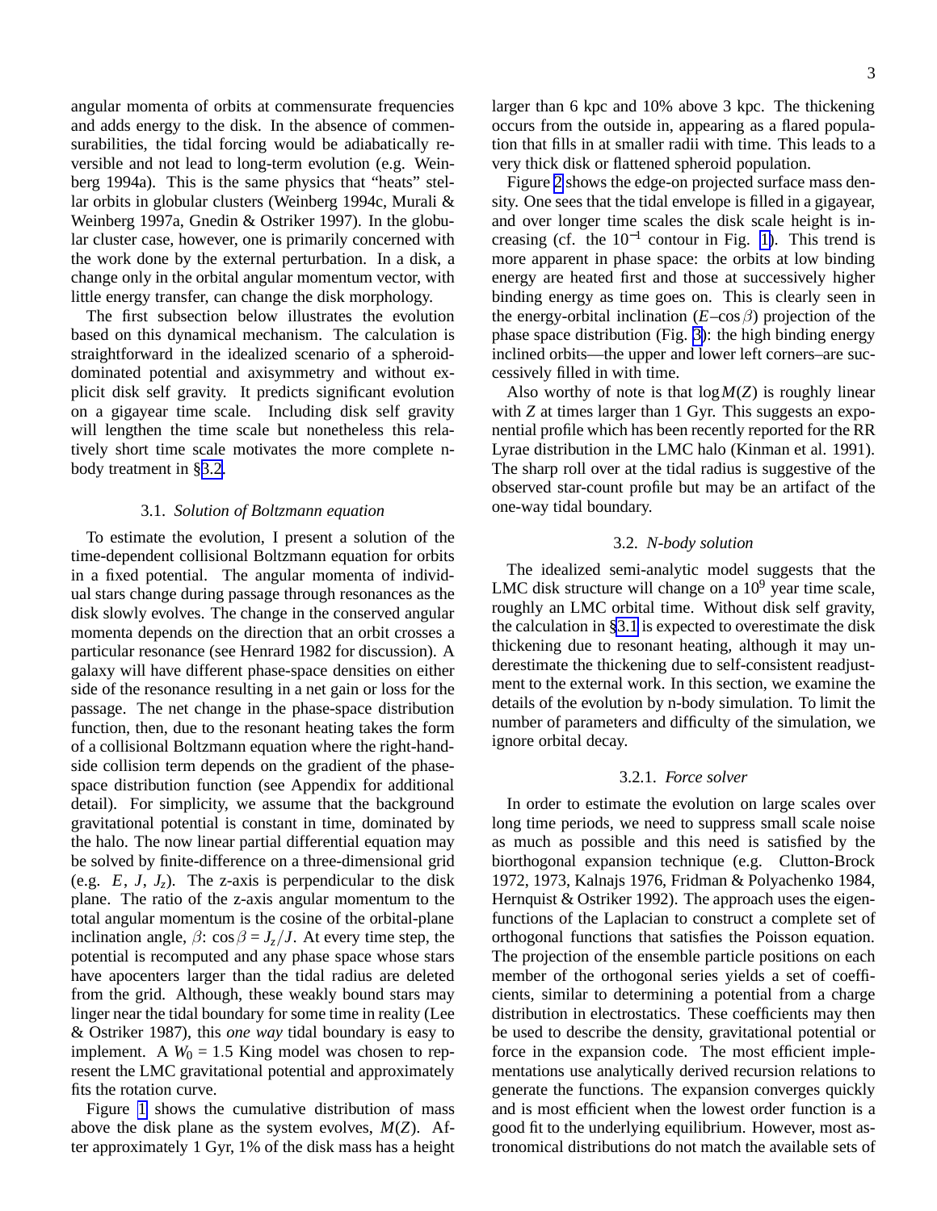angular momenta of orbits at commensurate frequencies and adds energy to the disk. In the absence of commensurabilities, the tidal forcing would be adiabatically reversible and not lead to long-term evolution (e.g. Weinberg 1994a). This is the same physics that "heats" stellar orbits in globular clusters (Weinberg 1994c, Murali & Weinberg 1997a, Gnedin & Ostriker 1997). In the globular cluster case, however, one is primarily concerned with the work done by the external perturbation. In a disk, a change only in the orbital angular momentum vector, with little energy transfer, can change the disk morphology.

The first subsection below illustrates the evolution based on this dynamical mechanism. The calculation is straightforward in the idealized scenario of a spheroid-dominated potential and axisymmetry and without explicit disk self gravity. It predicts significant evolution on a gigayear time scale. Including disk self gravity will lengthen the time scale but nonetheless this relatively short time scale motivates the more complete n-body treatment in §3.2.

### 3.1. *Solution of Boltzmann equation*

To estimate the evolution, I present a solution of the time-dependent collisional Boltzmann equation for orbits in a fixed potential. The angular momenta of individual stars change during passage through resonances as the disk slowly evolves. The change in the conserved angular momenta depends on the direction that an orbit crosses a particular resonance (see Henrard 1982 for discussion). A galaxy will have different phase-space densities on either side of the resonance resulting in a net gain or loss for the passage. The net change in the phase-space distribution function, then, due to the resonant heating takes the form of a collisional Boltzmann equation where the right-hand-side collision term depends on the gradient of the phase-space distribution function (see Appendix for additional detail). For simplicity, we assume that the background gravitational potential is constant in time, dominated by the halo. The now linear partial differential equation may be solved by finite-difference on a three-dimensional grid (e.g. $E$, $J$, $J_z$). The z-axis is perpendicular to the disk plane. The ratio of the z-axis angular momentum to the total angular momentum is the cosine of the orbital-plane inclination angle, $\beta$: $\cos\beta = J_z/J$. At every time step, the potential is recomputed and any phase space whose stars have apocenters larger than the tidal radius are deleted from the grid. Although, these weakly bound stars may linger near the tidal boundary for some time in reality (Lee & Ostriker 1987), this *one way* tidal boundary is easy to implement. A $W_0 = 1.5$ King model was chosen to represent the LMC gravitational potential and approximately fits the rotation curve.

Figure 1 shows the cumulative distribution of mass above the disk plane as the system evolves, $M(Z)$. After approximately 1 Gyr, 1% of the disk mass has a height larger than 6 kpc and 10% above 3 kpc. The thickening occurs from the outside in, appearing as a flared population that fills in at smaller radii with time. This leads to a very thick disk or flattened spheroid population.

Figure 2 shows the edge-on projected surface mass density. One sees that the tidal envelope is filled in a gigayear, and over longer time scales the disk scale height is increasing (cf. the $10^{-1}$ contour in Fig. 1). This trend is more apparent in phase space: the orbits at low binding energy are heated first and those at successively higher binding energy as time goes on. This is clearly seen in the energy-orbital inclination ($E$–$\cos\beta$) projection of the phase space distribution (Fig. 3): the high binding energy inclined orbits—the upper and lower left corners–are successively filled in with time.

Also worthy of note is that $\log M(Z)$ is roughly linear with $Z$ at times larger than 1 Gyr. This suggests an exponential profile which has been recently reported for the RR Lyrae distribution in the LMC halo (Kinman et al. 1991). The sharp roll over at the tidal radius is suggestive of the observed star-count profile but may be an artifact of the one-way tidal boundary.

### 3.2. *N-body solution*

The idealized semi-analytic model suggests that the LMC disk structure will change on a $10^9$ year time scale, roughly an LMC orbital time. Without disk self gravity, the calculation in §3.1 is expected to overestimate the disk thickening due to resonant heating, although it may underestimate the thickening due to self-consistent readjustment to the external work. In this section, we examine the details of the evolution by n-body simulation. To limit the number of parameters and difficulty of the simulation, we ignore orbital decay.

#### 3.2.1. *Force solver*

In order to estimate the evolution on large scales over long time periods, we need to suppress small scale noise as much as possible and this need is satisfied by the biorthogonal expansion technique (e.g. Clutton-Brock 1972, 1973, Kalnajs 1976, Fridman & Polyachenko 1984, Hernquist & Ostriker 1992). The approach uses the eigenfunctions of the Laplacian to construct a complete set of orthogonal functions that satisfies the Poisson equation. The projection of the ensemble particle positions on each member of the orthogonal series yields a set of coefficients, similar to determining a potential from a charge distribution in electrostatics. These coefficients may then be used to describe the density, gravitational potential or force in the expansion code. The most efficient implementations use analytically derived recursion relations to generate the functions. The expansion converges quickly and is most efficient when the lowest order function is a good fit to the underlying equilibrium. However, most astronomical distributions do not match the available sets of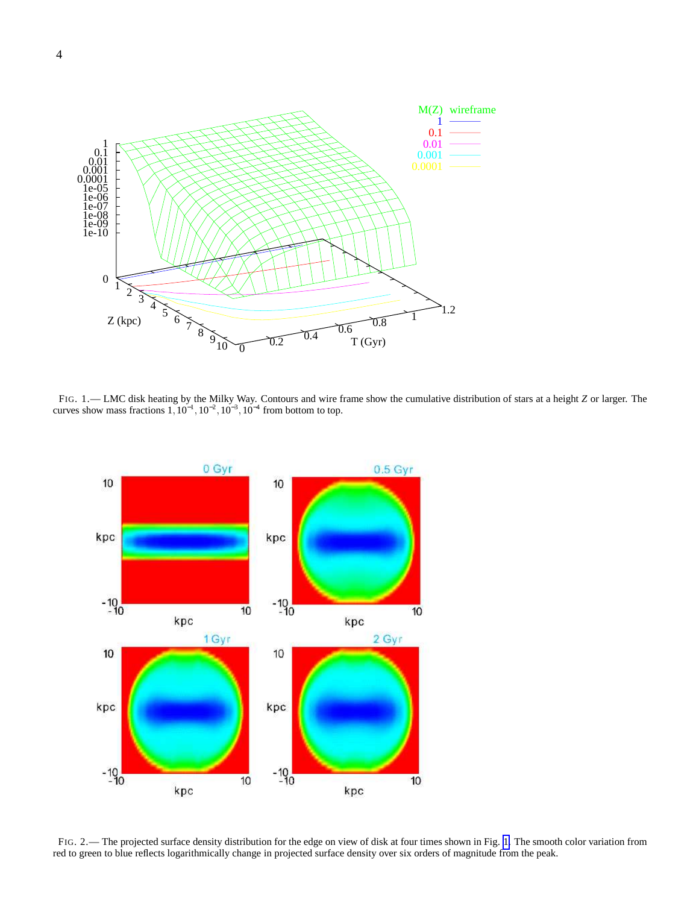FIG. 1.— LMC disk heating by the Milky Way. Contours and wire frame show the cumulative distribution of stars at a height $Z$ or larger. The curves show mass fractions $1, 10^{-1}, 10^{-2}, 10^{-3}, 10^{-4}$ from bottom to top.

FIG. 2.— The projected surface density distribution for the edge on view of disk at four times shown in Fig. 1. The smooth color variation from red to green to blue reflects logarithmically change in projected surface density over six orders of magnitude from the peak.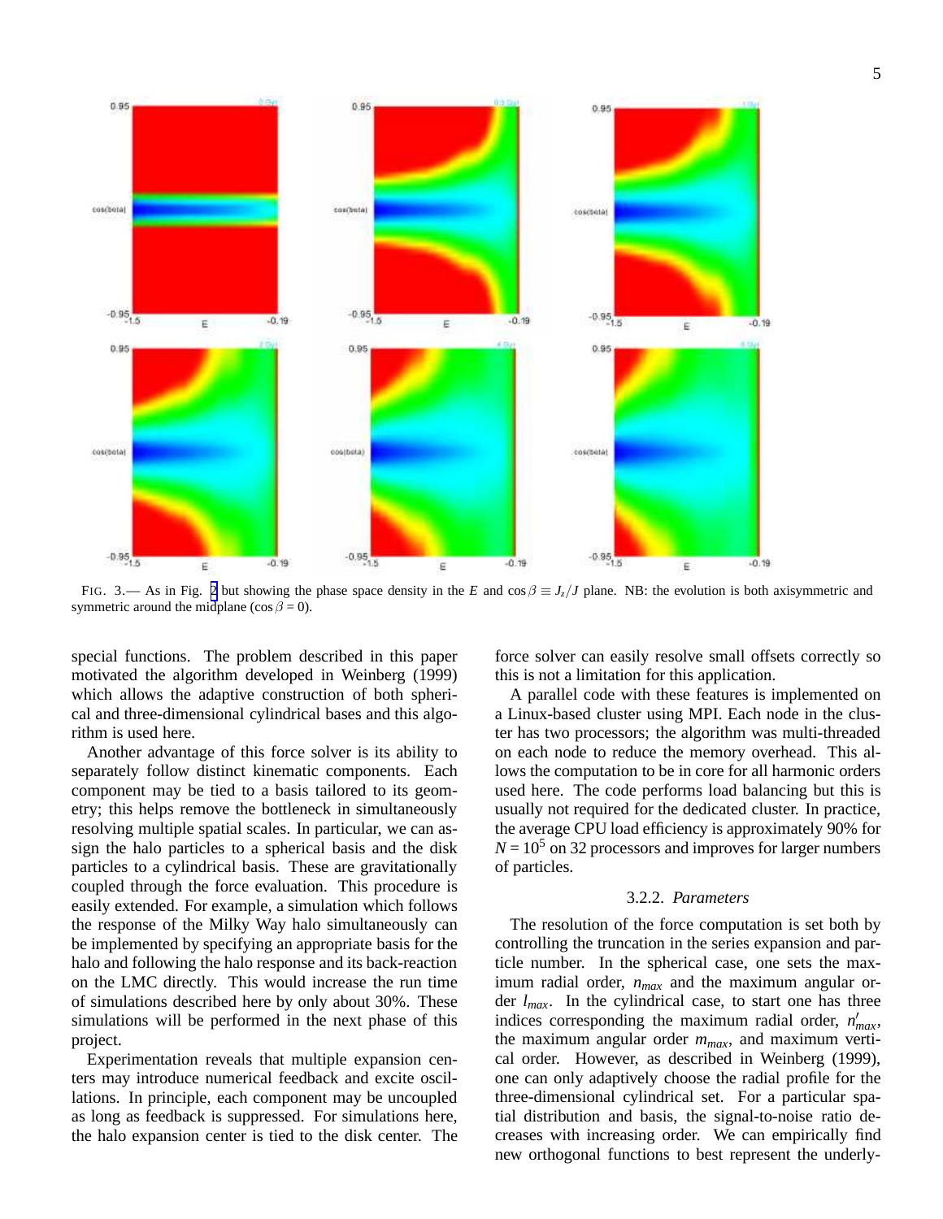FIG. 3.— As in Fig. 2 but showing the phase space density in the $E$ and $\cos\beta \equiv J_z/J$ plane. NB: the evolution is both axisymmetric and symmetric around the midplane ($\cos\beta = 0$).

special functions. The problem described in this paper motivated the algorithm developed in Weinberg (1999) which allows the adaptive construction of both spherical and three-dimensional cylindrical bases and this algorithm is used here.

Another advantage of this force solver is its ability to separately follow distinct kinematic components. Each component may be tied to a basis tailored to its geometry; this helps remove the bottleneck in simultaneously resolving multiple spatial scales. In particular, we can assign the halo particles to a spherical basis and the disk particles to a cylindrical basis. These are gravitationally coupled through the force evaluation. This procedure is easily extended. For example, a simulation which follows the response of the Milky Way halo simultaneously can be implemented by specifying an appropriate basis for the halo and following the halo response and its back-reaction on the LMC directly. This would increase the run time of simulations described here by only about 30%. These simulations will be performed in the next phase of this project.

Experimentation reveals that multiple expansion centers may introduce numerical feedback and excite oscillations. In principle, each component may be uncoupled as long as feedback is suppressed. For simulations here, the halo expansion center is tied to the disk center. The force solver can easily resolve small offsets correctly so this is not a limitation for this application.

A parallel code with these features is implemented on a Linux-based cluster using MPI. Each node in the cluster has two processors; the algorithm was multi-threaded on each node to reduce the memory overhead. This allows the computation to be in core for all harmonic orders used here. The code performs load balancing but this is usually not required for the dedicated cluster. In practice, the average CPU load efficiency is approximately 90% for $N = 10^5$ on 32 processors and improves for larger numbers of particles.

### 3.2.2. *Parameters*

The resolution of the force computation is set both by controlling the truncation in the series expansion and particle number. In the spherical case, one sets the maximum radial order, $n_{max}$ and the maximum angular order $l_{max}$. In the cylindrical case, to start one has three indices corresponding the maximum radial order, $n'_{max}$, the maximum angular order $m_{max}$, and maximum vertical order. However, as described in Weinberg (1999), one can only adaptively choose the radial profile for the three-dimensional cylindrical set. For a particular spatial distribution and basis, the signal-to-noise ratio decreases with increasing order. We can empirically find new orthogonal functions to best represent the underly-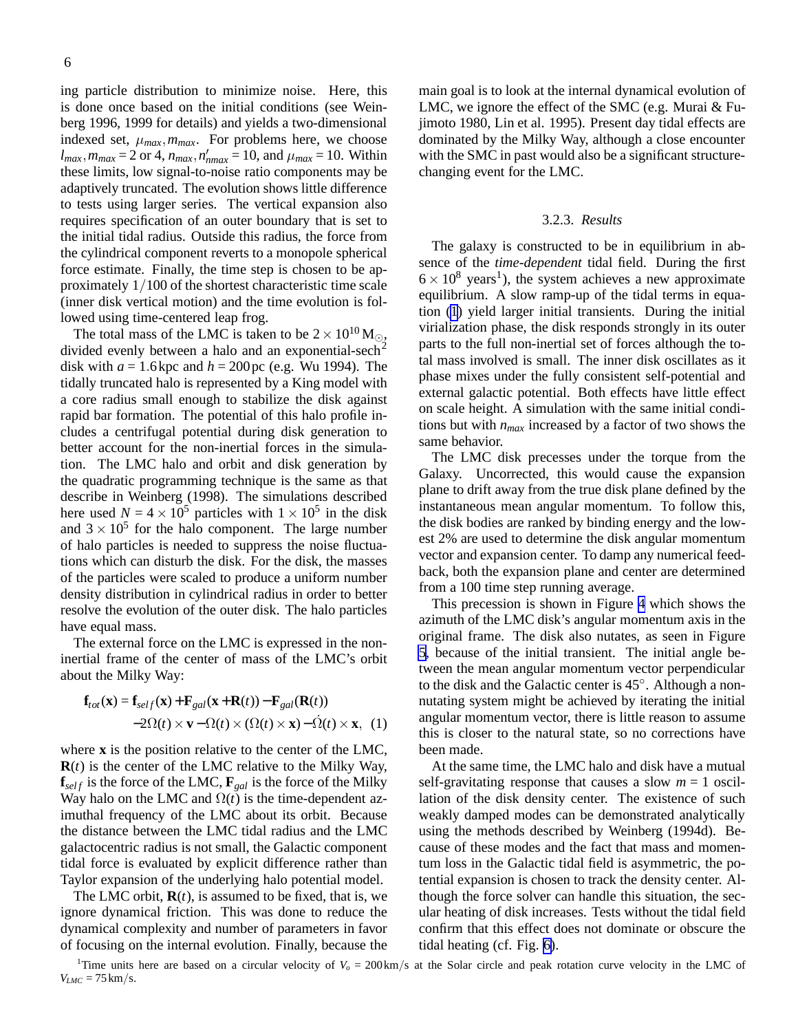ing particle distribution to minimize noise. Here, this is done once based on the initial conditions (see Weinberg 1996, 1999 for details) and yields a two-dimensional indexed set, $\mu_{max}, m_{max}$. For problems here, we choose $l_{max}, m_{max} = 2$ or $4$, $n_{max}, n'_{nmax} = 10$, and $\mu_{max} = 10$. Within these limits, low signal-to-noise ratio components may be adaptively truncated. The evolution shows little difference to tests using larger series. The vertical expansion also requires specification of an outer boundary that is set to the initial tidal radius. Outside this radius, the force from the cylindrical component reverts to a monopole spherical force estimate. Finally, the time step is chosen to be approximately $1/100$ of the shortest characteristic time scale (inner disk vertical motion) and the time evolution is followed using time-centered leap frog.

The total mass of the LMC is taken to be $2\times10^{10}\,\mathrm{M}_\odot$, divided evenly between a halo and an exponential-sech$^2$ disk with $a = 1.6$ kpc and $h = 200$ pc (e.g. Wu 1994). The tidally truncated halo is represented by a King model with a core radius small enough to stabilize the disk against rapid bar formation. The potential of this halo profile includes a centrifugal potential during disk generation to better account for the non-inertial forces in the simulation. The LMC halo and orbit and disk generation by the quadratic programming technique is the same as that describe in Weinberg (1998). The simulations described here used $N = 4\times10^5$ particles with $1\times10^5$ in the disk and $3\times10^5$ for the halo component. The large number of halo particles is needed to suppress the noise fluctuations which can disturb the disk. For the disk, the masses of the particles were scaled to produce a uniform number density distribution in cylindrical radius in order to better resolve the evolution of the outer disk. The halo particles have equal mass.

The external force on the LMC is expressed in the non-inertial frame of the center of mass of the LMC's orbit about the Milky Way:

$$
\begin{aligned}
\mathbf{f}_{tot}(\mathbf{x}) = \mathbf{f}_{self}(\mathbf{x}) + \mathbf{F}_{gal}(\mathbf{x}+\mathbf{R}(t)) - \mathbf{F}_{gal}(\mathbf{R}(t)) \\
-2\Omega(t)\times\mathbf{v} - \Omega(t)\times(\Omega(t)\times\mathbf{x}) - \dot{\Omega}(t)\times\mathbf{x}, \quad (1)
\end{aligned}
$$

where $\mathbf{x}$ is the position relative to the center of the LMC, $\mathbf{R}(t)$ is the center of the LMC relative to the Milky Way, $\mathbf{f}_{self}$ is the force of the LMC, $\mathbf{F}_{gal}$ is the force of the Milky Way halo on the LMC and $\Omega(t)$ is the time-dependent azimuthal frequency of the LMC about its orbit. Because the distance between the LMC tidal radius and the LMC galactocentric radius is not small, the Galactic component tidal force is evaluated by explicit difference rather than Taylor expansion of the underlying halo potential model.

The LMC orbit, $\mathbf{R}(t)$, is assumed to be fixed, that is, we ignore dynamical friction. This was done to reduce the dynamical complexity and number of parameters in favor of focusing on the internal evolution. Finally, because the main goal is to look at the internal dynamical evolution of LMC, we ignore the effect of the SMC (e.g. Murai & Fujimoto 1980, Lin et al. 1995). Present day tidal effects are dominated by the Milky Way, although a close encounter with the SMC in past would also be a significant structure-changing event for the LMC.

### 3.2.3. *Results*

The galaxy is constructed to be in equilibrium in absence of the *time-dependent* tidal field. During the first $6\times10^8$ years[1]), the system achieves a new approximate equilibrium. A slow ramp-up of the tidal terms in equation (1) yield larger initial transients. During the initial virialization phase, the disk responds strongly in its outer parts to the full non-inertial set of forces although the total mass involved is small. The inner disk oscillates as it phase mixes under the fully consistent self-potential and external galactic potential. Both effects have little effect on scale height. A simulation with the same initial conditions but with $n_{max}$ increased by a factor of two shows the same behavior.

The LMC disk precesses under the torque from the Galaxy. Uncorrected, this would cause the expansion plane to drift away from the true disk plane defined by the instantaneous mean angular momentum. To follow this, the disk bodies are ranked by binding energy and the lowest 2% are used to determine the disk angular momentum vector and expansion center. To damp any numerical feedback, both the expansion plane and center are determined from a 100 time step running average.

This precession is shown in Figure 4 which shows the azimuth of the LMC disk's angular momentum axis in the original frame. The disk also nutates, as seen in Figure 5, because of the initial transient. The initial angle between the mean angular momentum vector perpendicular to the disk and the Galactic center is 45°. Although a non-nutating system might be achieved by iterating the initial angular momentum vector, there is little reason to assume this is closer to the natural state, so no corrections have been made.

At the same time, the LMC halo and disk have a mutual self-gravitating response that causes a slow $m = 1$ oscillation of the disk density center. The existence of such weakly damped modes can be demonstrated analytically using the methods described by Weinberg (1994d). Because of these modes and the fact that mass and momentum loss in the Galactic tidal field is asymmetric, the potential expansion is chosen to track the density center. Although the force solver can handle this situation, the secular heating of disk increases. Tests without the tidal field confirm that this effect does not dominate or obscure the tidal heating (cf. Fig. 6).

[1]Time units here are based on a circular velocity of $V_o = 200\,\mathrm{km/s}$ at the Solar circle and peak rotation curve velocity in the LMC of $V_{LMC} = 75\,\mathrm{km/s}$.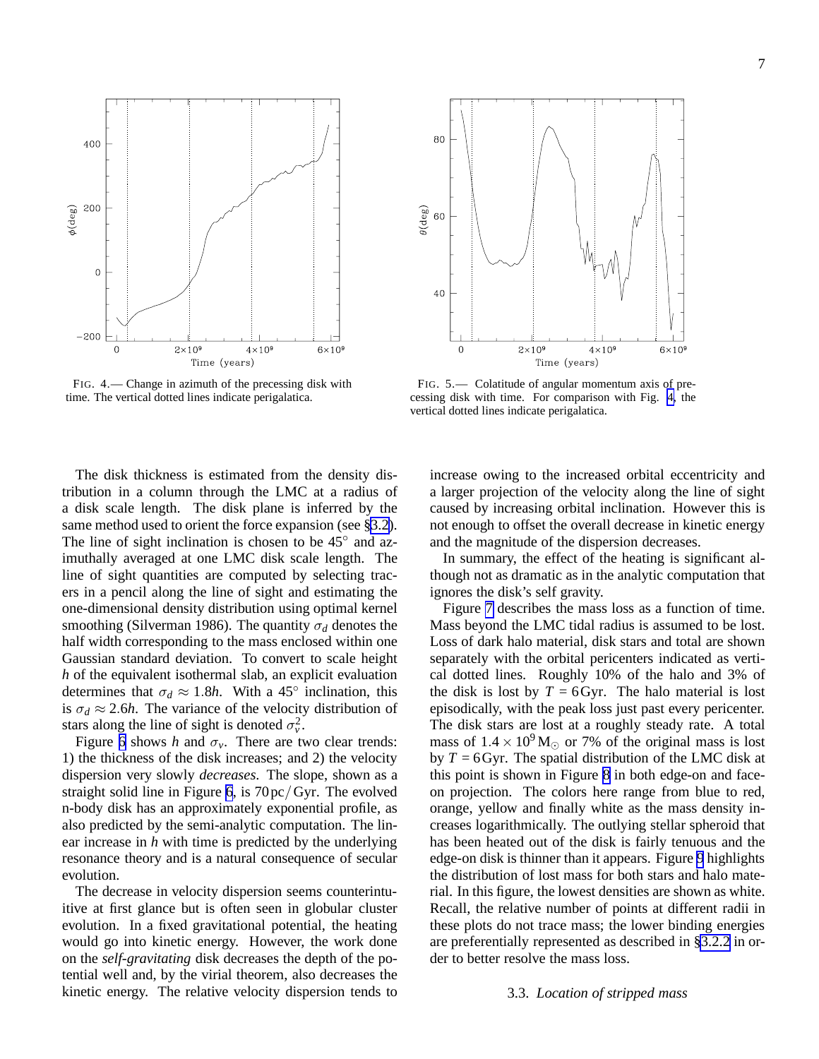FIG. 4.— Change in azimuth of the precessing disk with time. The vertical dotted lines indicate perigalatica.

FIG. 5.— Colatitude of angular momentum axis of precessing disk with time. For comparison with Fig. 4, the vertical dotted lines indicate perigalatica.

The disk thickness is estimated from the density distribution in a column through the LMC at a radius of a disk scale length. The disk plane is inferred by the same method used to orient the force expansion (see §3.2). The line of sight inclination is chosen to be 45° and azimuthally averaged at one LMC disk scale length. The line of sight quantities are computed by selecting tracers in a pencil along the line of sight and estimating the one-dimensional density distribution using optimal kernel smoothing (Silverman 1986). The quantity $\sigma_d$ denotes the half width corresponding to the mass enclosed within one Gaussian standard deviation. To convert to scale height $h$ of the equivalent isothermal slab, an explicit evaluation determines that $\sigma_d \approx 1.8h$. With a 45° inclination, this is $\sigma_d \approx 2.6h$. The variance of the velocity distribution of stars along the line of sight is denoted $\sigma_v^2$.

Figure 6 shows $h$ and $\sigma_v$. There are two clear trends: 1) the thickness of the disk increases; and 2) the velocity dispersion very slowly *decreases*. The slope, shown as a straight solid line in Figure 6, is 70 pc/Gyr. The evolved n-body disk has an approximately exponential profile, as also predicted by the semi-analytic computation. The linear increase in $h$ with time is predicted by the underlying resonance theory and is a natural consequence of secular evolution.

The decrease in velocity dispersion seems counterintuitive at first glance but is often seen in globular cluster evolution. In a fixed gravitational potential, the heating would go into kinetic energy. However, the work done on the *self-gravitating* disk decreases the depth of the potential well and, by the virial theorem, also decreases the kinetic energy. The relative velocity dispersion tends to increase owing to the increased orbital eccentricity and a larger projection of the velocity along the line of sight caused by increasing orbital inclination. However this is not enough to offset the overall decrease in kinetic energy and the magnitude of the dispersion decreases.

In summary, the effect of the heating is significant although not as dramatic as in the analytic computation that ignores the disk's self gravity.

Figure 7 describes the mass loss as a function of time. Mass beyond the LMC tidal radius is assumed to be lost. Loss of dark halo material, disk stars and total are shown separately with the orbital pericenters indicated as vertical dotted lines. Roughly 10% of the halo and 3% of the disk is lost by $T = 6$ Gyr. The halo material is lost episodically, with the peak loss just past every pericenter. The disk stars are lost at a roughly steady rate. A total mass of $1.4 \times 10^9\,\mathrm{M}_\odot$ or 7% of the original mass is lost by $T = 6$ Gyr. The spatial distribution of the LMC disk at this point is shown in Figure 8 in both edge-on and face-on projection. The colors here range from blue to red, orange, yellow and finally white as the mass density increases logarithmically. The outlying stellar spheroid that has been heated out of the disk is fairly tenuous and the edge-on disk is thinner than it appears. Figure 9 highlights the distribution of lost mass for both stars and halo material. In this figure, the lowest densities are shown as white. Recall, the relative number of points at different radii in these plots do not trace mass; the lower binding energies are preferentially represented as described in §3.2.2 in order to better resolve the mass loss.

### 3.3. *Location of stripped mass*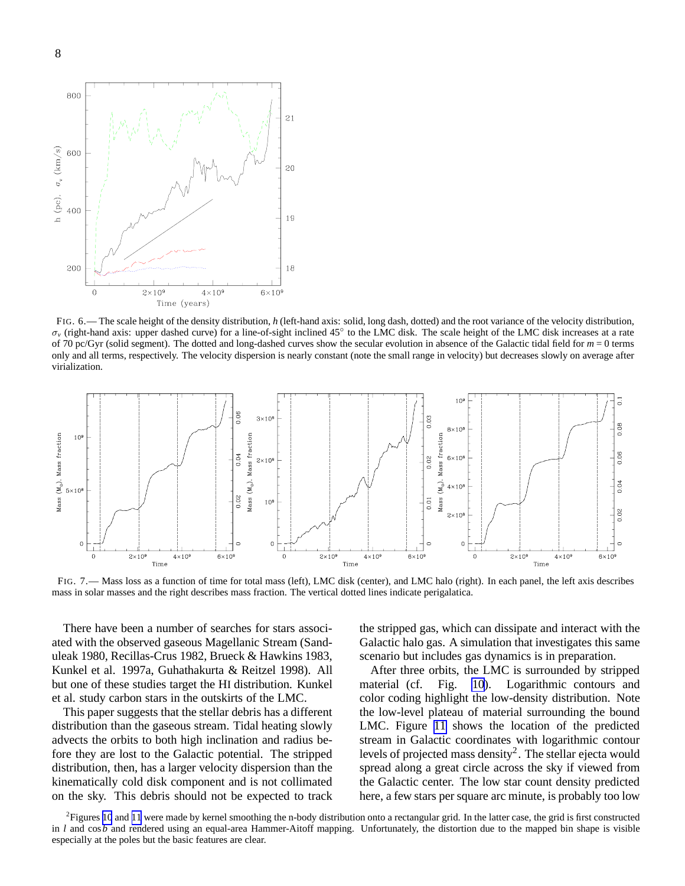FIG. 6.— The scale height of the density distribution, $h$ (left-hand axis: solid, long dash, dotted) and the root variance of the velocity distribution, $\sigma_v$ (right-hand axis: upper dashed curve) for a line-of-sight inclined 45° to the LMC disk. The scale height of the LMC disk increases at a rate of 70 pc/Gyr (solid segment). The dotted and long-dashed curves show the secular evolution in absence of the Galactic tidal field for $m = 0$ terms only and all terms, respectively. The velocity dispersion is nearly constant (note the small range in velocity) but decreases slowly on average after virialization.

FIG. 7.— Mass loss as a function of time for total mass (left), LMC disk (center), and LMC halo (right). In each panel, the left axis describes mass in solar masses and the right describes mass fraction. The vertical dotted lines indicate perigalatica.

There have been a number of searches for stars associated with the observed gaseous Magellanic Stream (Sanduleak 1980, Recillas-Crus 1982, Brueck & Hawkins 1983, Kunkel et al. 1997a, Guhathakurta & Reitzel 1998). All but one of these studies target the HI distribution. Kunkel et al. study carbon stars in the outskirts of the LMC.

This paper suggests that the stellar debris has a different distribution than the gaseous stream. Tidal heating slowly advects the orbits to both high inclination and radius before they are lost to the Galactic potential. The stripped distribution, then, has a larger velocity dispersion than the kinematically cold disk component and is not collimated on the sky. This debris should not be expected to track the stripped gas, which can dissipate and interact with the Galactic halo gas. A simulation that investigates this same scenario but includes gas dynamics is in preparation.

After three orbits, the LMC is surrounded by stripped material (cf. Fig. 10). Logarithmic contours and color coding highlight the low-density distribution. Note the low-level plateau of material surrounding the bound LMC. Figure 11 shows the location of the predicted stream in Galactic coordinates with logarithmic contour levels of projected mass density[2]. The stellar ejecta would spread along a great circle across the sky if viewed from the Galactic center. The low star count density predicted here, a few stars per square arc minute, is probably too low

[2] Figures 10 and 11 were made by kernel smoothing the n-body distribution onto a rectangular grid. In the latter case, the grid is first constructed in $l$ and $\cos b$ and rendered using an equal-area Hammer-Aitoff mapping. Unfortunately, the distortion due to the mapped bin shape is visible especially at the poles but the basic features are clear.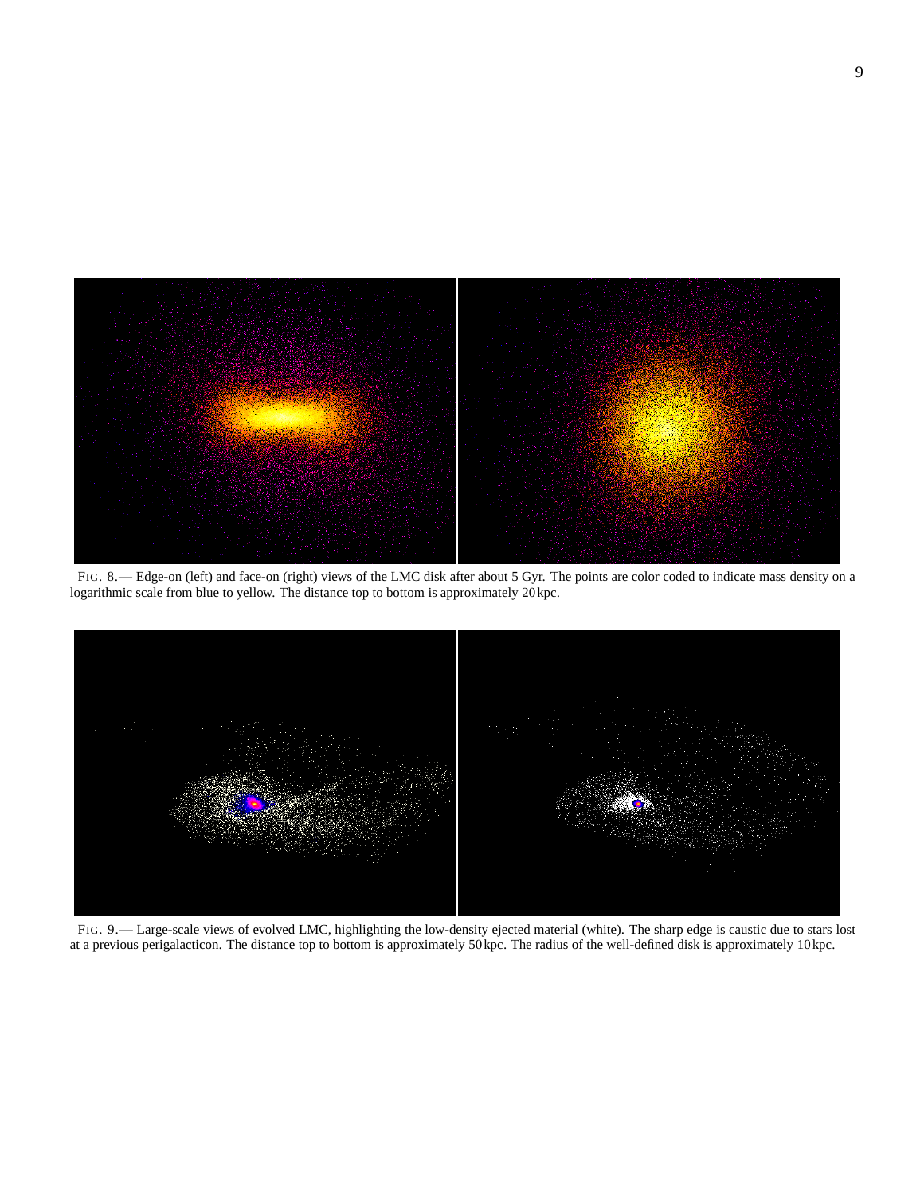FIG. 8.— Edge-on (left) and face-on (right) views of the LMC disk after about 5 Gyr. The points are color coded to indicate mass density on a logarithmic scale from blue to yellow. The distance top to bottom is approximately 20 kpc.

FIG. 9.— Large-scale views of evolved LMC, highlighting the low-density ejected material (white). The sharp edge is caustic due to stars lost at a previous perigalacticon. The distance top to bottom is approximately 50 kpc. The radius of the well-defined disk is approximately 10 kpc.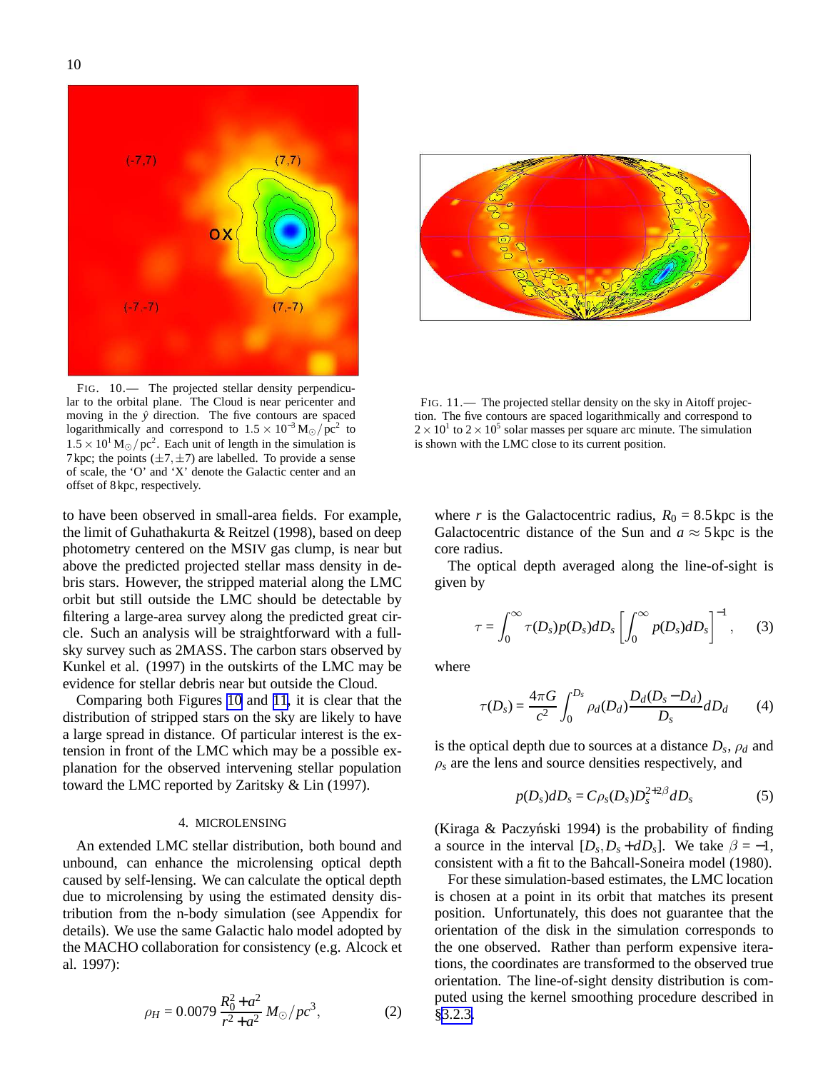FIG. 10.— The projected stellar density perpendicular to the orbital plane. The Cloud is near pericenter and moving in the $\hat{y}$ direction. The five contours are spaced logarithmically and correspond to $1.5 \times 10^{-3}\,\mathrm{M}_\odot/\mathrm{pc}^2$ to $1.5 \times 10^{1}\,\mathrm{M}_\odot/\mathrm{pc}^2$. Each unit of length in the simulation is 7 kpc; the points $(\pm 7, \pm 7)$ are labelled. To provide a sense of scale, the 'O' and 'X' denote the Galactic center and an offset of 8 kpc, respectively.

FIG. 11.— The projected stellar density on the sky in Aitoff projection. The five contours are spaced logarithmically and correspond to $2 \times 10^{1}$ to $2 \times 10^{5}$ solar masses per square arc minute. The simulation is shown with the LMC close to its current position.

to have been observed in small-area fields. For example, the limit of Guhathakurta & Reitzel (1998), based on deep photometry centered on the MSIV gas clump, is near but above the predicted projected stellar mass density in debris stars. However, the stripped material along the LMC orbit but still outside the LMC should be detectable by filtering a large-area survey along the predicted great circle. Such an analysis will be straightforward with a full-sky survey such as 2MASS. The carbon stars observed by Kunkel et al. (1997) in the outskirts of the LMC may be evidence for stellar debris near but outside the Cloud.

Comparing both Figures 10 and 11, it is clear that the distribution of stripped stars on the sky are likely to have a large spread in distance. Of particular interest is the extension in front of the LMC which may be a possible explanation for the observed intervening stellar population toward the LMC reported by Zaritsky & Lin (1997).

## 4. MICROLENSING

An extended LMC stellar distribution, both bound and unbound, can enhance the microlensing optical depth caused by self-lensing. We can calculate the optical depth due to microlensing by using the estimated density distribution from the n-body simulation (see Appendix for details). We use the same Galactic halo model adopted by the MACHO collaboration for consistency (e.g. Alcock et al. 1997):

$$\rho_H = 0.0079\,\frac{R_0^2 + a^2}{r^2 + a^2}\,M_\odot/pc^3, \qquad (2)$$

where $r$ is the Galactocentric radius, $R_0 = 8.5\,$kpc is the Galactocentric distance of the Sun and $a \approx 5\,$kpc is the core radius.

The optical depth averaged along the line-of-sight is given by

$$\tau = \int_0^\infty \tau(D_s)p(D_s)dD_s \left[\int_0^\infty p(D_s)dD_s\right]^{-1}, \qquad (3)$$

where

$$\tau(D_s) = \frac{4\pi G}{c^2}\int_0^{D_s} \rho_d(D_d)\frac{D_d(D_s - D_d)}{D_s}dD_d \qquad (4)$$

is the optical depth due to sources at a distance $D_s$, $\rho_d$ and $\rho_s$ are the lens and source densities respectively, and

$$p(D_s)dD_s = C\rho_s(D_s)D_s^{2+2\beta}dD_s \qquad (5)$$

(Kiraga & Paczyński 1994) is the probability of finding a source in the interval $[D_s, D_s + dD_s]$. We take $\beta = -1$, consistent with a fit to the Bahcall-Soneira model (1980).

For these simulation-based estimates, the LMC location is chosen at a point in its orbit that matches its present position. Unfortunately, this does not guarantee that the orientation of the disk in the simulation corresponds to the one observed. Rather than perform expensive iterations, the coordinates are transformed to the observed true orientation. The line-of-sight density distribution is computed using the kernel smoothing procedure described in §3.2.3.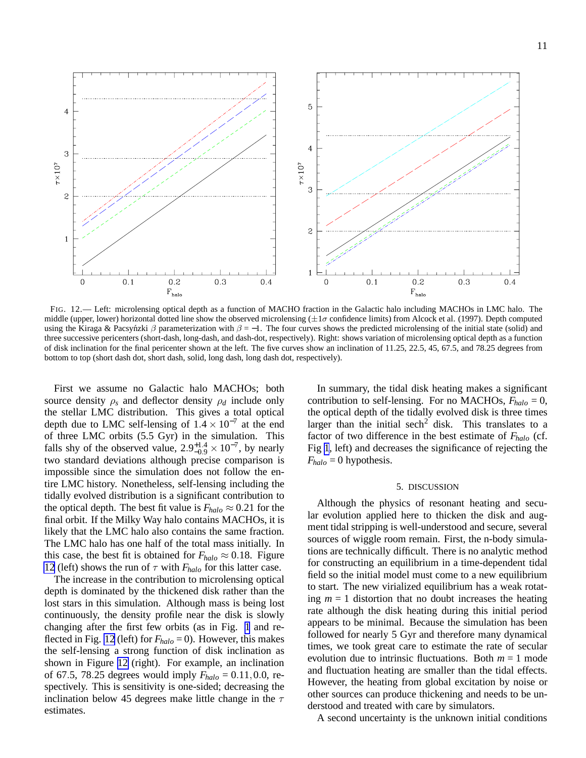FIG. 12.— Left: microlensing optical depth as a function of MACHO fraction in the Galactic halo including MACHOs in LMC halo. The middle (upper, lower) horizontal dotted line show the observed microlensing ($\pm 1\sigma$ confidence limits) from Alcock et al. (1997). Depth computed using the Kiraga & Pacsyńzki $\beta$ parameterization with $\beta = -1$. The four curves shows the predicted microlensing of the initial state (solid) and three successive pericenters (short-dash, long-dash, and dash-dot, respectively). Right: shows variation of microlensing optical depth as a function of disk inclination for the final pericenter shown at the left. The five curves show an inclination of 11.25, 22.5, 45, 67.5, and 78.25 degrees from bottom to top (short dash dot, short dash, solid, long dash, long dash dot, respectively).

First we assume no Galactic halo MACHOs; both source density $\rho_s$ and deflector density $\rho_d$ include only the stellar LMC distribution. This gives a total optical depth due to LMC self-lensing of $1.4 \times 10^{-7}$ at the end of three LMC orbits (5.5 Gyr) in the simulation. This falls shy of the observed value, $2.9^{+1.4}_{-0.9} \times 10^{-7}$, by nearly two standard deviations although precise comparison is impossible since the simulation does not follow the entire LMC history. Nonetheless, self-lensing including the tidally evolved distribution is a significant contribution to the optical depth. The best fit value is $F_{halo} \approx 0.21$ for the final orbit. If the Milky Way halo contains MACHOs, it is likely that the LMC halo also contains the same fraction. The LMC halo has one half of the total mass initially. In this case, the best fit is obtained for $F_{halo} \approx 0.18$. Figure 12 (left) shows the run of $\tau$ with $F_{halo}$ for this latter case.

The increase in the contribution to microlensing optical depth is dominated by the thickened disk rather than the lost stars in this simulation. Although mass is being lost continuously, the density profile near the disk is slowly changing after the first few orbits (as in Fig. 1 and reflected in Fig. 12 (left) for $F_{halo} = 0$). However, this makes the self-lensing a strong function of disk inclination as shown in Figure 12 (right). For example, an inclination of 67.5, 78.25 degrees would imply $F_{halo} = 0.11, 0.0$, respectively. This is sensitivity is one-sided; decreasing the inclination below 45 degrees make little change in the $\tau$ estimates.

In summary, the tidal disk heating makes a significant contribution to self-lensing. For no MACHOs, $F_{halo} = 0$, the optical depth of the tidally evolved disk is three times larger than the initial $\mathrm{sech}^2$ disk. This translates to a factor of two difference in the best estimate of $F_{halo}$ (cf. Fig 1, left) and decreases the significance of rejecting the $F_{halo} = 0$ hypothesis.

## 5. DISCUSSION

Although the physics of resonant heating and secular evolution applied here to thicken the disk and augment tidal stripping is well-understood and secure, several sources of wiggle room remain. First, the n-body simulations are technically difficult. There is no analytic method for constructing an equilibrium in a time-dependent tidal field so the initial model must come to a new equilibrium to start. The new virialized equilibrium has a weak rotating $m = 1$ distortion that no doubt increases the heating rate although the disk heating during this initial period appears to be minimal. Because the simulation has been followed for nearly 5 Gyr and therefore many dynamical times, we took great care to estimate the rate of secular evolution due to intrinsic fluctuations. Both $m = 1$ mode and fluctuation heating are smaller than the tidal effects. However, the heating from global excitation by noise or other sources can produce thickening and needs to be understood and treated with care by simulators.

A second uncertainty is the unknown initial conditions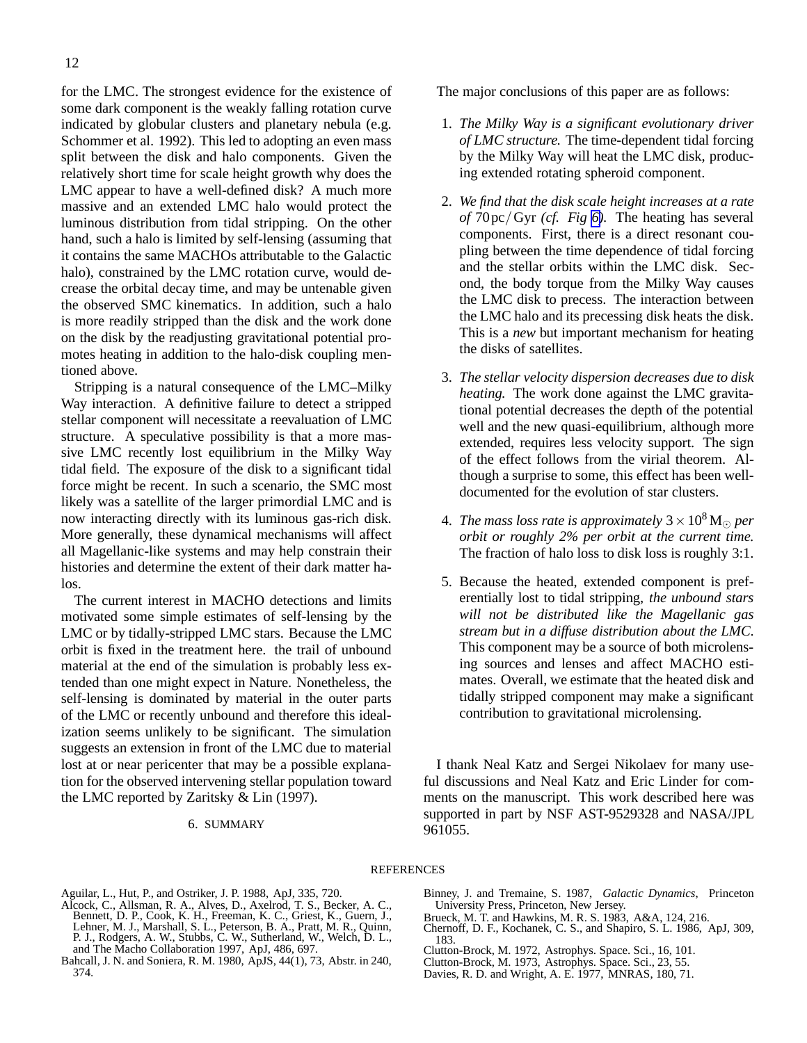for the LMC. The strongest evidence for the existence of some dark component is the weakly falling rotation curve indicated by globular clusters and planetary nebula (e.g. Schommer et al. 1992). This led to adopting an even mass split between the disk and halo components. Given the relatively short time for scale height growth why does the LMC appear to have a well-defined disk? A much more massive and an extended LMC halo would protect the luminous distribution from tidal stripping. On the other hand, such a halo is limited by self-lensing (assuming that it contains the same MACHOs attributable to the Galactic halo), constrained by the LMC rotation curve, would decrease the orbital decay time, and may be untenable given the observed SMC kinematics. In addition, such a halo is more readily stripped than the disk and the work done on the disk by the readjusting gravitational potential promotes heating in addition to the halo-disk coupling mentioned above.

Stripping is a natural consequence of the LMC–Milky Way interaction. A definitive failure to detect a stripped stellar component will necessitate a reevaluation of LMC structure. A speculative possibility is that a more massive LMC recently lost equilibrium in the Milky Way tidal field. The exposure of the disk to a significant tidal force might be recent. In such a scenario, the SMC most likely was a satellite of the larger primordial LMC and is now interacting directly with its luminous gas-rich disk. More generally, these dynamical mechanisms will affect all Magellanic-like systems and may help constrain their histories and determine the extent of their dark matter halos.

The current interest in MACHO detections and limits motivated some simple estimates of self-lensing by the LMC or by tidally-stripped LMC stars. Because the LMC orbit is fixed in the treatment here. the trail of unbound material at the end of the simulation is probably less extended than one might expect in Nature. Nonetheless, the self-lensing is dominated by material in the outer parts of the LMC or recently unbound and therefore this idealization seems unlikely to be significant. The simulation suggests an extension in front of the LMC due to material lost at or near pericenter that may be a possible explanation for the observed intervening stellar population toward the LMC reported by Zaritsky & Lin (1997).

## 6. SUMMARY

The major conclusions of this paper are as follows:

1. *The Milky Way is a significant evolutionary driver of LMC structure.* The time-dependent tidal forcing by the Milky Way will heat the LMC disk, producing extended rotating spheroid component.

2. *We find that the disk scale height increases at a rate of* 70 pc/Gyr *(cf. Fig 6).* The heating has several components. First, there is a direct resonant coupling between the time dependence of tidal forcing and the stellar orbits within the LMC disk. Second, the body torque from the Milky Way causes the LMC disk to precess. The interaction between the LMC halo and its precessing disk heats the disk. This is a *new* but important mechanism for heating the disks of satellites.

3. *The stellar velocity dispersion decreases due to disk heating.* The work done against the LMC gravitational potential decreases the depth of the potential well and the new quasi-equilibrium, although more extended, requires less velocity support. The sign of the effect follows from the virial theorem. Although a surprise to some, this effect has been well-documented for the evolution of star clusters.

4. *The mass loss rate is approximately* $3\times10^{8}\,\mathrm{M}_{\odot}$ *per orbit or roughly 2% per orbit at the current time.* The fraction of halo loss to disk loss is roughly 3:1.

5. Because the heated, extended component is preferentially lost to tidal stripping, *the unbound stars will not be distributed like the Magellanic gas stream but in a diffuse distribution about the LMC.* This component may be a source of both microlensing sources and lenses and affect MACHO estimates. Overall, we estimate that the heated disk and tidally stripped component may make a significant contribution to gravitational microlensing.

I thank Neal Katz and Sergei Nikolaev for many useful discussions and Neal Katz and Eric Linder for comments on the manuscript. This work described here was supported in part by NSF AST-9529328 and NASA/JPL 961055.

## REFERENCES

Aguilar, L., Hut, P., and Ostriker, J. P. 1988, ApJ, 335, 720.

Alcock, C., Allsman, R. A., Alves, D., Axelrod, T. S., Becker, A. C., Bennett, D. P., Cook, K. H., Freeman, K. C., Griest, K., Guern, J., Lehner, M. J., Marshall, S. L., Peterson, B. A., Pratt, M. R., Quinn, P. J., Rodgers, A. W., Stubbs, C. W., Sutherland, W., Welch, D. L., and The Macho Collaboration 1997, ApJ, 486, 697.

Bahcall, J. N. and Soniera, R. M. 1980, ApJS, 44(1), 73, Abstr. in 240, 374.

Binney, J. and Tremaine, S. 1987, *Galactic Dynamics*, Princeton University Press, Princeton, New Jersey.

Brueck, M. T. and Hawkins, M. R. S. 1983, A&A, 124, 216.

Chernoff, D. F., Kochanek, C. S., and Shapiro, S. L. 1986, ApJ, 309, 183.

Clutton-Brock, M. 1972, Astrophys. Space. Sci., 16, 101.

Clutton-Brock, M. 1973, Astrophys. Space. Sci., 23, 55.

Davies, R. D. and Wright, A. E. 1977, MNRAS, 180, 71.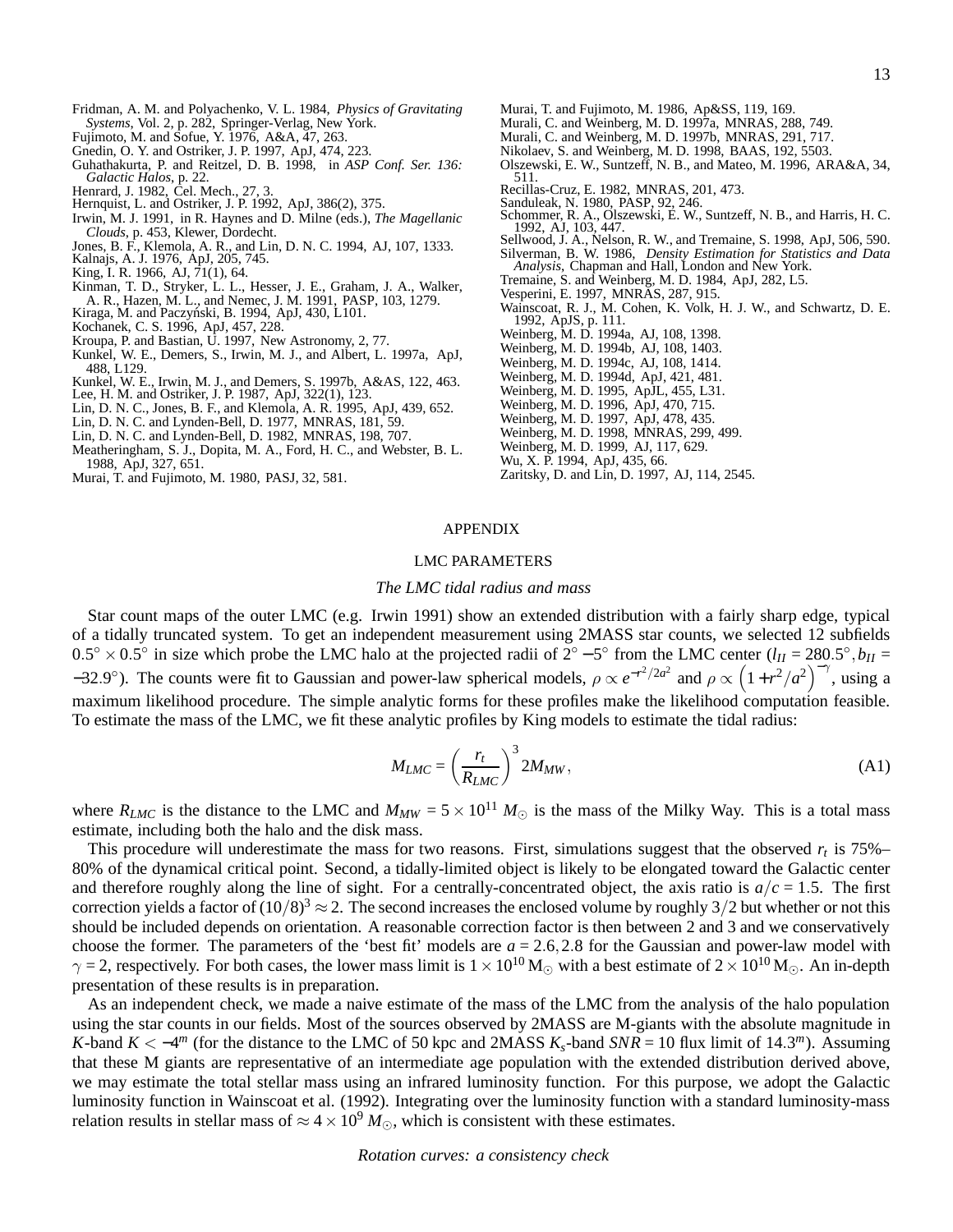Fridman, A. M. and Polyachenko, V. L. 1984, *Physics of Gravitating Systems*, Vol. 2, p. 282, Springer-Verlag, New York.
Fujimoto, M. and Sofue, Y. 1976, A&A, 47, 263.
Gnedin, O. Y. and Ostriker, J. P. 1997, ApJ, 474, 223.
Guhathakurta, P. and Reitzel, D. B. 1998, in *ASP Conf. Ser. 136: Galactic Halos*, p. 22.
Henrard, J. 1982, Cel. Mech., 27, 3.
Hernquist, L. and Ostriker, J. P. 1992, ApJ, 386(2), 375.
Irwin, M. J. 1991, in R. Haynes and D. Milne (eds.), *The Magellanic Clouds*, p. 453, Klewer, Dordecht.
Jones, B. F., Klemola, A. R., and Lin, D. N. C. 1994, AJ, 107, 1333.
Kalnajs, A. J. 1976, ApJ, 205, 745.
King, I. R. 1966, AJ, 71(1), 64.
Kinman, T. D., Stryker, L. L., Hesser, J. E., Graham, J. A., Walker, A. R., Hazen, M. L., and Nemec, J. M. 1991, PASP, 103, 1279.
Kiraga, M. and Paczyński, B. 1994, ApJ, 430, L101.
Kochanek, C. S. 1996, ApJ, 457, 228.
Kroupa, P. and Bastian, U. 1997, New Astronomy, 2, 77.
Kunkel, W. E., Demers, S., Irwin, M. J., and Albert, L. 1997a, ApJ, 488, L129.
Kunkel, W. E., Irwin, M. J., and Demers, S. 1997b, A&AS, 122, 463.
Lee, H. M. and Ostriker, J. P. 1987, ApJ, 322(1), 123.
Lin, D. N. C., Jones, B. F., and Klemola, A. R. 1995, ApJ, 439, 652.
Lin, D. N. C. and Lynden-Bell, D. 1977, MNRAS, 181, 59.
Lin, D. N. C. and Lynden-Bell, D. 1982, MNRAS, 198, 707.
Meatheringham, S. J., Dopita, M. A., Ford, H. C., and Webster, B. L. 1988, ApJ, 327, 651.
Murai, T. and Fujimoto, M. 1980, PASJ, 32, 581.
Murai, T. and Fujimoto, M. 1986, Ap&SS, 119, 169.
Murali, C. and Weinberg, M. D. 1997a, MNRAS, 288, 749.
Murali, C. and Weinberg, M. D. 1997b, MNRAS, 291, 717.
Nikolaev, S. and Weinberg, M. D. 1998, BAAS, 192, 5503.
Olszewski, E. W., Suntzeff, N. B., and Mateo, M. 1996, ARA&A, 34, 511.
Recillas-Cruz, E. 1982, MNRAS, 201, 473.
Sanduleak, N. 1980, PASP, 92, 246.
Schommer, R. A., Olszewski, E. W., Suntzeff, N. B., and Harris, H. C. 1992, AJ, 103, 447.
Sellwood, J. A., Nelson, R. W., and Tremaine, S. 1998, ApJ, 506, 590.
Silverman, B. W. 1986, *Density Estimation for Statistics and Data Analysis*, Chapman and Hall, London and New York.
Tremaine, S. and Weinberg, M. D. 1984, ApJ, 282, L5.
Vesperini, E. 1997, MNRAS, 287, 915.
Wainscoat, R. J., M. Cohen, K. Volk, H. J. W., and Schwartz, D. E. 1992, ApJS, p. 111.
Weinberg, M. D. 1994a, AJ, 108, 1398.
Weinberg, M. D. 1994b, AJ, 108, 1403.
Weinberg, M. D. 1994c, AJ, 108, 1414.
Weinberg, M. D. 1994d, ApJ, 421, 481.
Weinberg, M. D. 1995, ApJL, 455, L31.
Weinberg, M. D. 1996, ApJ, 470, 715.
Weinberg, M. D. 1997, ApJ, 478, 435.
Weinberg, M. D. 1998, MNRAS, 299, 499.
Weinberg, M. D. 1999, AJ, 117, 629.
Wu, X. P. 1994, ApJ, 435, 66.
Zaritsky, D. and Lin, D. 1997, AJ, 114, 2545.

# APPENDIX

## LMC PARAMETERS

### *The LMC tidal radius and mass*

Star count maps of the outer LMC (e.g. Irwin 1991) show an extended distribution with a fairly sharp edge, typical of a tidally truncated system. To get an independent measurement using 2MASS star counts, we selected 12 subfields $0.5^\circ \times 0.5^\circ$ in size which probe the LMC halo at the projected radii of $2^\circ - 5^\circ$ from the LMC center ($l_{II} = 280.5^\circ, b_{II} = -32.9^\circ$). The counts were fit to Gaussian and power-law spherical models, $\rho \propto e^{-r^2/2a^2}$ and $\rho \propto \left(1 + r^2/a^2\right)^{-\gamma}$, using a maximum likelihood procedure. The simple analytic forms for these profiles make the likelihood computation feasible. To estimate the mass of the LMC, we fit these analytic profiles by King models to estimate the tidal radius:

$$M_{LMC} = \left(\frac{r_t}{R_{LMC}}\right)^3 2M_{MW}, \tag{A1}$$

where $R_{LMC}$ is the distance to the LMC and $M_{MW} = 5 \times 10^{11}\, M_\odot$ is the mass of the Milky Way. This is a total mass estimate, including both the halo and the disk mass.

This procedure will underestimate the mass for two reasons. First, simulations suggest that the observed $r_t$ is 75%–80% of the dynamical critical point. Second, a tidally-limited object is likely to be elongated toward the Galactic center and therefore roughly along the line of sight. For a centrally-concentrated object, the axis ratio is $a/c = 1.5$. The first correction yields a factor of $(10/8)^3 \approx 2$. The second increases the enclosed volume by roughly $3/2$ but whether or not this should be included depends on orientation. A reasonable correction factor is then between 2 and 3 and we conservatively choose the former. The parameters of the 'best fit' models are $a = 2.6, 2.8$ for the Gaussian and power-law model with $\gamma = 2$, respectively. For both cases, the lower mass limit is $1 \times 10^{10}\,\mathrm{M}_\odot$ with a best estimate of $2 \times 10^{10}\,\mathrm{M}_\odot$. An in-depth presentation of these results is in preparation.

As an independent check, we made a naive estimate of the mass of the LMC from the analysis of the halo population using the star counts in our fields. Most of the sources observed by 2MASS are M-giants with the absolute magnitude in $K$-band $K < -4^m$ (for the distance to the LMC of 50 kpc and 2MASS $K_s$-band $SNR = 10$ flux limit of $14.3^m$). Assuming that these M giants are representative of an intermediate age population with the extended distribution derived above, we may estimate the total stellar mass using an infrared luminosity function. For this purpose, we adopt the Galactic luminosity function in Wainscoat et al. (1992). Integrating over the luminosity function with a standard luminosity-mass relation results in stellar mass of $\approx 4 \times 10^9\, M_\odot$, which is consistent with these estimates.

### *Rotation curves: a consistency check*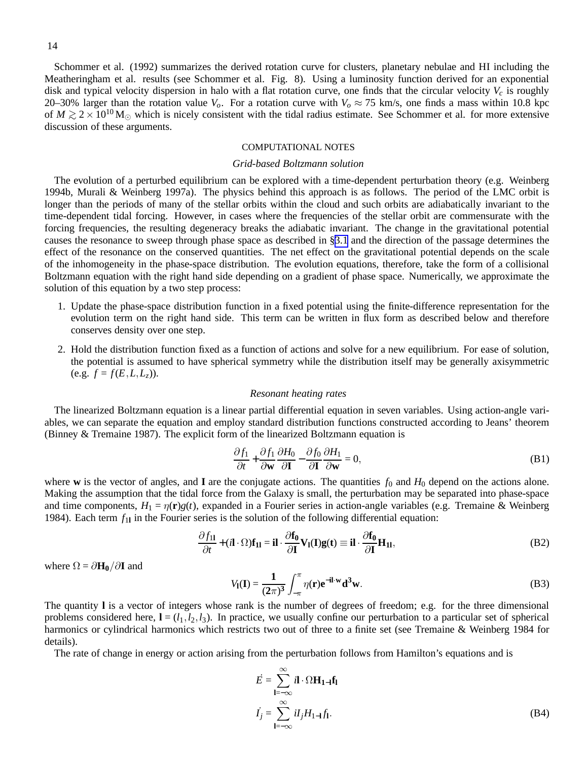Schommer et al. (1992) summarizes the derived rotation curve for clusters, planetary nebulae and HI including the Meatheringham et al. results (see Schommer et al. Fig. 8). Using a luminosity function derived for an exponential disk and typical velocity dispersion in halo with a flat rotation curve, one finds that the circular velocity $V_c$ is roughly 20–30% larger than the rotation value $V_o$. For a rotation curve with $V_o \approx 75$ km/s, one finds a mass within 10.8 kpc of $M \gtrsim 2 \times 10^{10}\,\mathrm{M}_\odot$ which is nicely consistent with the tidal radius estimate. See Schommer et al. for more extensive discussion of these arguments.

## COMPUTATIONAL NOTES

### *Grid-based Boltzmann solution*

The evolution of a perturbed equilibrium can be explored with a time-dependent perturbation theory (e.g. Weinberg 1994b, Murali & Weinberg 1997a). The physics behind this approach is as follows. The period of the LMC orbit is longer than the periods of many of the stellar orbits within the cloud and such orbits are adiabatically invariant to the time-dependent tidal forcing. However, in cases where the frequencies of the stellar orbit are commensurate with the forcing frequencies, the resulting degeneracy breaks the adiabatic invariant. The change in the gravitational potential causes the resonance to sweep through phase space as described in §3.1 and the direction of the passage determines the effect of the resonance on the conserved quantities. The net effect on the gravitational potential depends on the scale of the inhomogeneity in the phase-space distribution. The evolution equations, therefore, take the form of a collisional Boltzmann equation with the right hand side depending on a gradient of phase space. Numerically, we approximate the solution of this equation by a two step process:

1. Update the phase-space distribution function in a fixed potential using the finite-difference representation for the evolution term on the right hand side. This term can be written in flux form as described below and therefore conserves density over one step.
2. Hold the distribution function fixed as a function of actions and solve for a new equilibrium. For ease of solution, the potential is assumed to have spherical symmetry while the distribution itself may be generally axisymmetric (e.g. $f = f(E, L, L_z)$).

### *Resonant heating rates*

The linearized Boltzmann equation is a linear partial differential equation in seven variables. Using action-angle variables, we can separate the equation and employ standard distribution functions constructed according to Jeans' theorem (Binney & Tremaine 1987). The explicit form of the linearized Boltzmann equation is

$$\frac{\partial f_1}{\partial t} + \frac{\partial f_1}{\partial \mathbf{w}}\frac{\partial H_0}{\partial \mathbf{I}} - \frac{\partial f_0}{\partial \mathbf{I}}\frac{\partial H_1}{\partial \mathbf{w}} = 0, \tag{B1}$$

where $\mathbf{w}$ is the vector of angles, and $\mathbf{I}$ are the conjugate actions. The quantities $f_0$ and $H_0$ depend on the actions alone. Making the assumption that the tidal force from the Galaxy is small, the perturbation may be separated into phase-space and time components, $H_1 = \eta(\mathbf{r})g(t)$, expanded in a Fourier series in action-angle variables (e.g. Tremaine & Weinberg 1984). Each term $f_{1\mathbf{l}}$ in the Fourier series is the solution of the following differential equation:

$$\frac{\partial f_{1\mathbf{l}}}{\partial t} + (i\mathbf{l}\cdot\Omega)\mathbf{f_{1l}} = \mathbf{il}\cdot\frac{\partial \mathbf{f_0}}{\partial \mathbf{I}}\mathbf{V_l(I)g(t)} \equiv \mathbf{il}\cdot\frac{\partial \mathbf{f_0}}{\partial \mathbf{I}}\mathbf{H_{1l}}, \tag{B2}$$

where $\Omega = \partial \mathbf{H_0}/\partial \mathbf{I}$ and

$$V_{\mathbf{l}}(\mathbf{I}) = \frac{\mathbf{1}}{(\mathbf{2}\pi)^{\mathbf{3}}}\int_{-\pi}^{\pi}\eta(\mathbf{r})\mathbf{e}^{-\mathbf{il}\cdot\mathbf{w}}\mathbf{d^3w}. \tag{B3}$$

The quantity $\mathbf{l}$ is a vector of integers whose rank is the number of degrees of freedom; e.g. for the three dimensional problems considered here, $\mathbf{l} = (l_1, l_2, l_3)$. In practice, we usually confine our perturbation to a particular set of spherical harmonics or cylindrical harmonics which restricts two out of three to a finite set (see Tremaine & Weinberg 1984 for details).

The rate of change in energy or action arising from the perturbation follows from Hamilton's equations and is

$$\begin{aligned}
\dot{E} &= \sum_{\mathbf{l}=-\infty}^{\infty} i\mathbf{l}\cdot\Omega\mathbf{H_{1-l}f_l} \\
\dot{I}_j &= \sum_{\mathbf{l}=-\infty}^{\infty} i l_j H_{1-\mathbf{l}} f_{\mathbf{l}}.
\end{aligned} \tag{B4}$$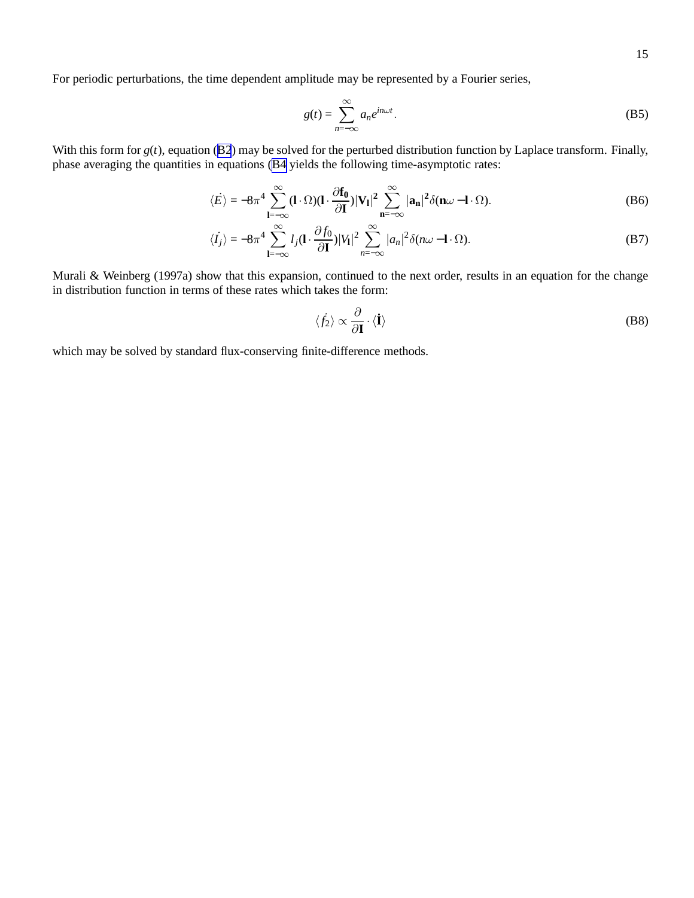For periodic perturbations, the time dependent amplitude may be represented by a Fourier series,

$$g(t) = \sum_{n=-\infty}^{\infty} a_n e^{in\omega t}. \tag{B5}$$

With this form for $g(t)$, equation (B2) may be solved for the perturbed distribution function by Laplace transform. Finally, phase averaging the quantities in equations (B4 yields the following time-asymptotic rates:

$$\langle \dot{E} \rangle = -8\pi^4 \sum_{\mathbf{l}=-\infty}^{\infty} (\mathbf{l}\cdot\Omega)(\mathbf{l}\cdot\frac{\partial \mathbf{f_0}}{\partial \mathbf{I}})|\mathbf{V_l}|^2 \sum_{\mathbf{n}=-\infty}^{\infty} |\mathbf{a_n}|^2 \delta(\mathbf{n}\omega - \mathbf{l}\cdot\Omega). \tag{B6}$$

$$\langle \dot{I}_j \rangle = -8\pi^4 \sum_{\mathbf{l}=-\infty}^{\infty} l_j(\mathbf{l}\cdot\frac{\partial f_0}{\partial \mathbf{I}})|V_\mathbf{l}|^2 \sum_{n=-\infty}^{\infty} |a_n|^2 \delta(n\omega - \mathbf{l}\cdot\Omega). \tag{B7}$$

Murali & Weinberg (1997a) show that this expansion, continued to the next order, results in an equation for the change in distribution function in terms of these rates which takes the form:

$$\langle \dot{f}_2 \rangle \propto \frac{\partial}{\partial \mathbf{I}} \cdot \langle \dot{\mathbf{I}} \rangle \tag{B8}$$

which may be solved by standard flux-conserving finite-difference methods.